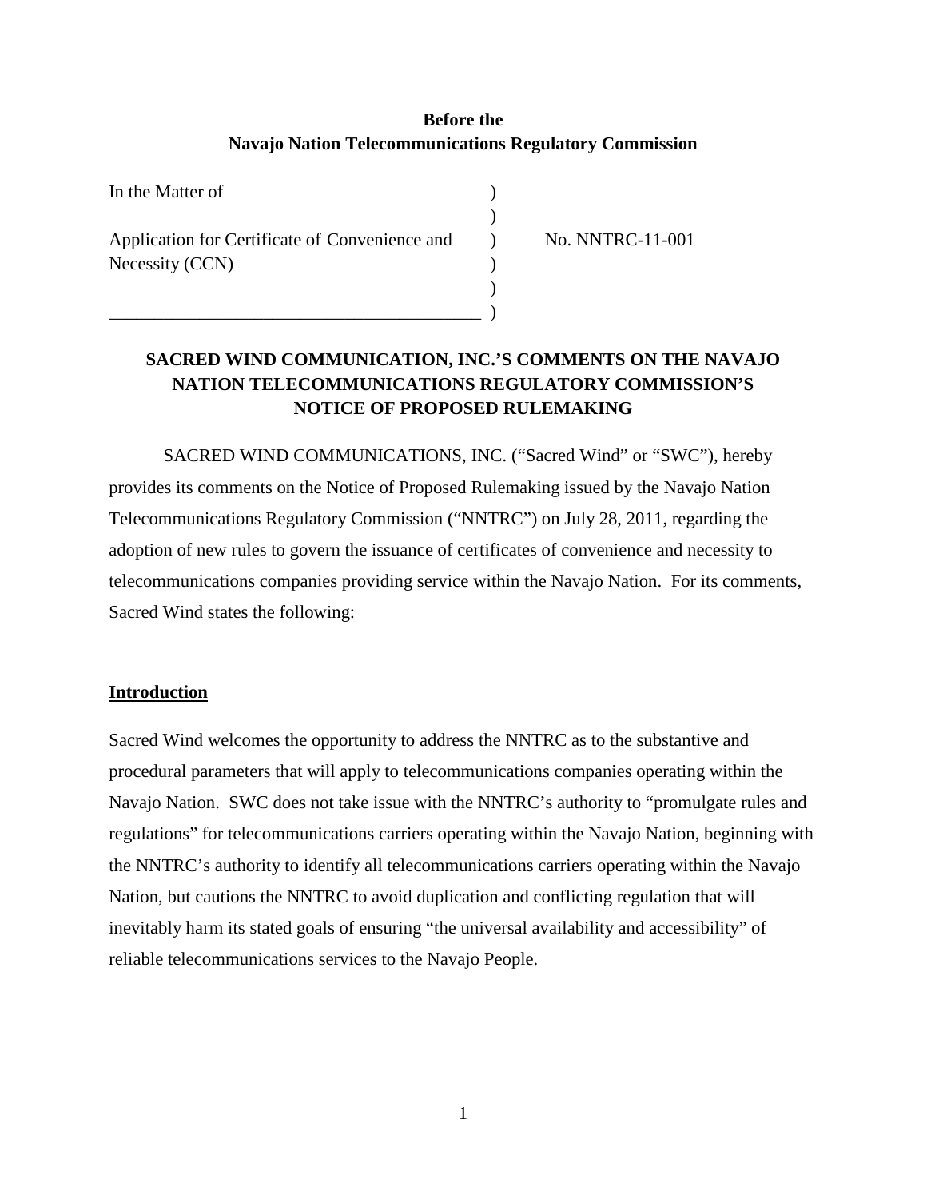**Before the**
**Navajo Nation Telecommunications Regulatory Commission**

| | | |
|---|---|---|
| In the Matter of | ) | |
| | ) | |
| Application for Certificate of Convenience and | ) | No. NNTRC-11-001 |
| Necessity (CCN) | ) | |
| | ) | |
| ________________________________________ | ) | |

**SACRED WIND COMMUNICATION, INC.'S COMMENTS ON THE NAVAJO NATION TELECOMMUNICATIONS REGULATORY COMMISSION'S NOTICE OF PROPOSED RULEMAKING**

SACRED WIND COMMUNICATIONS, INC. ("Sacred Wind" or "SWC"), hereby provides its comments on the Notice of Proposed Rulemaking issued by the Navajo Nation Telecommunications Regulatory Commission ("NNTRC") on July 28, 2011, regarding the adoption of new rules to govern the issuance of certificates of convenience and necessity to telecommunications companies providing service within the Navajo Nation. For its comments, Sacred Wind states the following:

## Introduction

Sacred Wind welcomes the opportunity to address the NNTRC as to the substantive and procedural parameters that will apply to telecommunications companies operating within the Navajo Nation. SWC does not take issue with the NNTRC's authority to "promulgate rules and regulations" for telecommunications carriers operating within the Navajo Nation, beginning with the NNTRC's authority to identify all telecommunications carriers operating within the Navajo Nation, but cautions the NNTRC to avoid duplication and conflicting regulation that will inevitably harm its stated goals of ensuring "the universal availability and accessibility" of reliable telecommunications services to the Navajo People.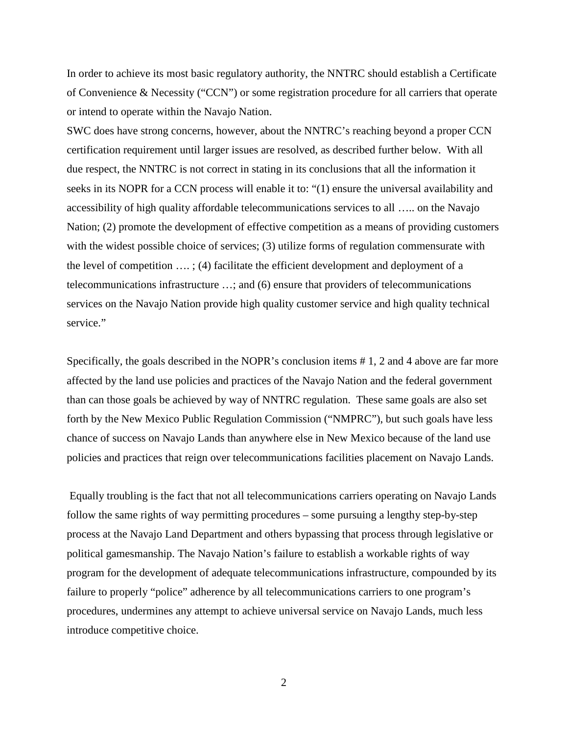In order to achieve its most basic regulatory authority, the NNTRC should establish a Certificate of Convenience & Necessity ("CCN") or some registration procedure for all carriers that operate or intend to operate within the Navajo Nation.

SWC does have strong concerns, however, about the NNTRC's reaching beyond a proper CCN certification requirement until larger issues are resolved, as described further below. With all due respect, the NNTRC is not correct in stating in its conclusions that all the information it seeks in its NOPR for a CCN process will enable it to: "(1) ensure the universal availability and accessibility of high quality affordable telecommunications services to all ….. on the Navajo Nation; (2) promote the development of effective competition as a means of providing customers with the widest possible choice of services; (3) utilize forms of regulation commensurate with the level of competition …. ; (4) facilitate the efficient development and deployment of a telecommunications infrastructure …; and (6) ensure that providers of telecommunications services on the Navajo Nation provide high quality customer service and high quality technical service."

Specifically, the goals described in the NOPR's conclusion items # 1, 2 and 4 above are far more affected by the land use policies and practices of the Navajo Nation and the federal government than can those goals be achieved by way of NNTRC regulation. These same goals are also set forth by the New Mexico Public Regulation Commission ("NMPRC"), but such goals have less chance of success on Navajo Lands than anywhere else in New Mexico because of the land use policies and practices that reign over telecommunications facilities placement on Navajo Lands.

Equally troubling is the fact that not all telecommunications carriers operating on Navajo Lands follow the same rights of way permitting procedures – some pursuing a lengthy step-by-step process at the Navajo Land Department and others bypassing that process through legislative or political gamesmanship. The Navajo Nation's failure to establish a workable rights of way program for the development of adequate telecommunications infrastructure, compounded by its failure to properly "police" adherence by all telecommunications carriers to one program's procedures, undermines any attempt to achieve universal service on Navajo Lands, much less introduce competitive choice.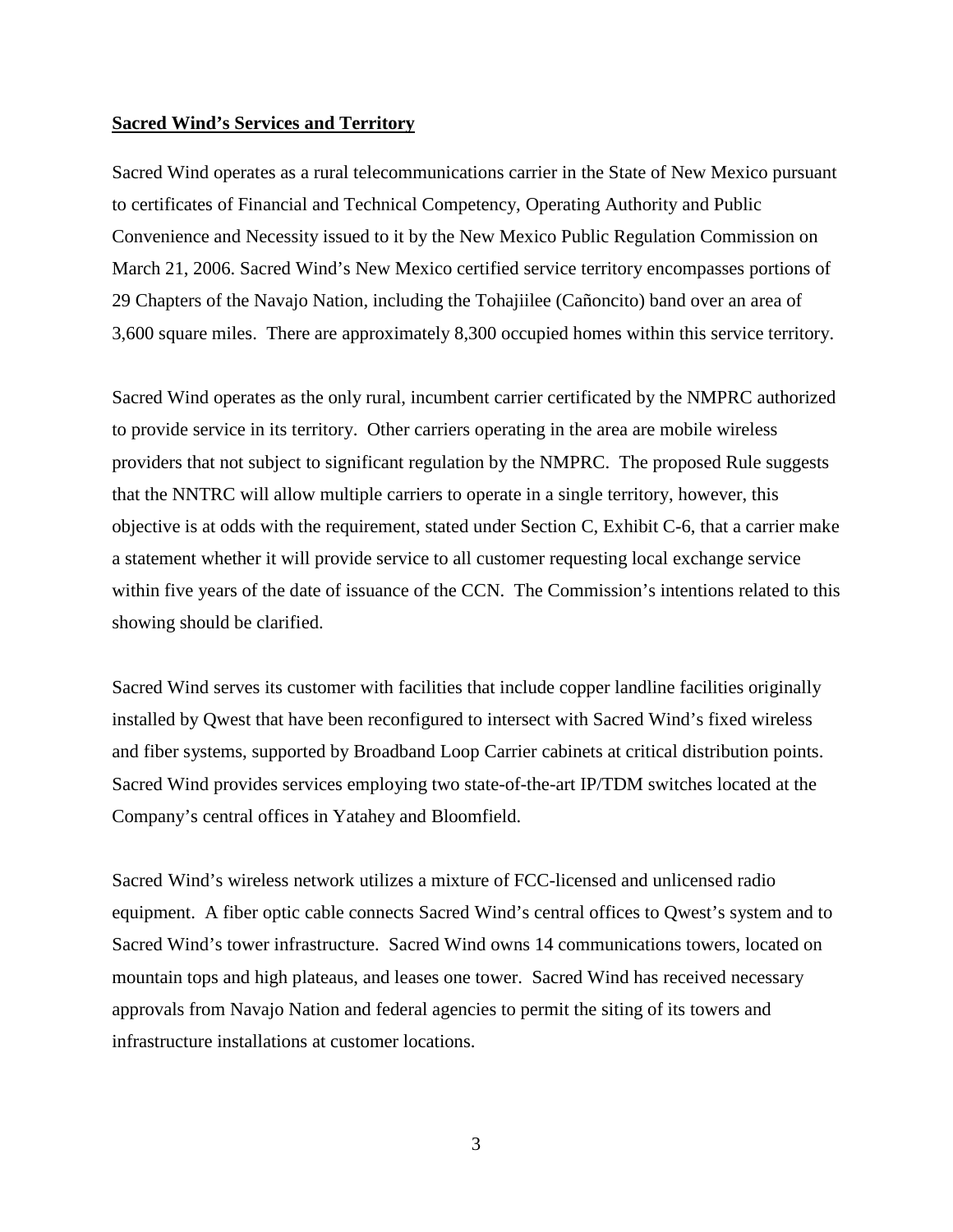**Sacred Wind's Services and Territory**

Sacred Wind operates as a rural telecommunications carrier in the State of New Mexico pursuant to certificates of Financial and Technical Competency, Operating Authority and Public Convenience and Necessity issued to it by the New Mexico Public Regulation Commission on March 21, 2006. Sacred Wind's New Mexico certified service territory encompasses portions of 29 Chapters of the Navajo Nation, including the Tohajiilee (Cañoncito) band over an area of 3,600 square miles. There are approximately 8,300 occupied homes within this service territory.

Sacred Wind operates as the only rural, incumbent carrier certificated by the NMPRC authorized to provide service in its territory. Other carriers operating in the area are mobile wireless providers that not subject to significant regulation by the NMPRC. The proposed Rule suggests that the NNTRC will allow multiple carriers to operate in a single territory, however, this objective is at odds with the requirement, stated under Section C, Exhibit C-6, that a carrier make a statement whether it will provide service to all customer requesting local exchange service within five years of the date of issuance of the CCN. The Commission's intentions related to this showing should be clarified.

Sacred Wind serves its customer with facilities that include copper landline facilities originally installed by Qwest that have been reconfigured to intersect with Sacred Wind's fixed wireless and fiber systems, supported by Broadband Loop Carrier cabinets at critical distribution points. Sacred Wind provides services employing two state-of-the-art IP/TDM switches located at the Company's central offices in Yatahey and Bloomfield.

Sacred Wind's wireless network utilizes a mixture of FCC-licensed and unlicensed radio equipment. A fiber optic cable connects Sacred Wind's central offices to Qwest's system and to Sacred Wind's tower infrastructure. Sacred Wind owns 14 communications towers, located on mountain tops and high plateaus, and leases one tower. Sacred Wind has received necessary approvals from Navajo Nation and federal agencies to permit the siting of its towers and infrastructure installations at customer locations.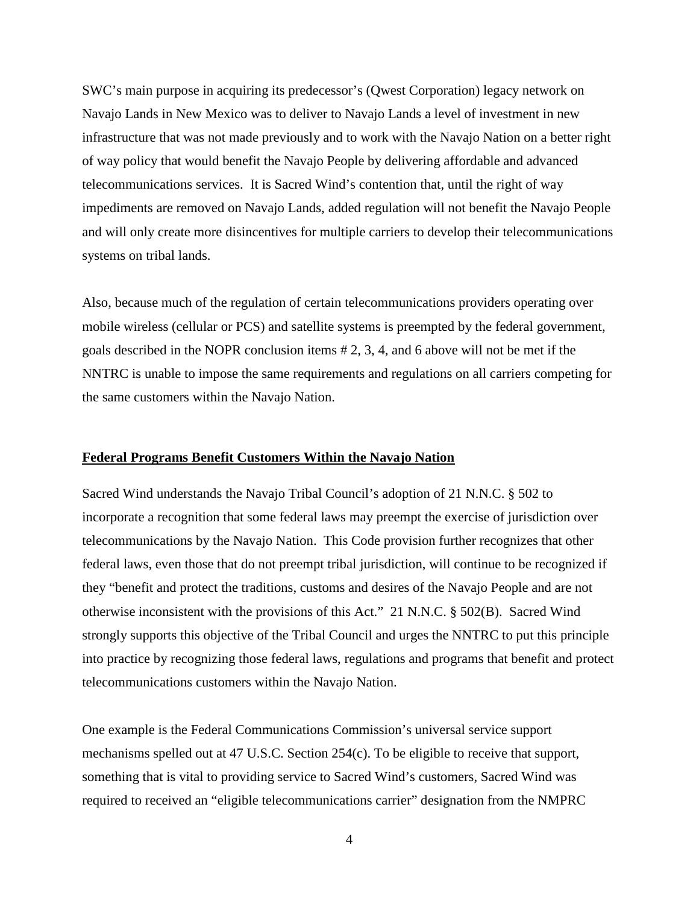SWC's main purpose in acquiring its predecessor's (Qwest Corporation) legacy network on Navajo Lands in New Mexico was to deliver to Navajo Lands a level of investment in new infrastructure that was not made previously and to work with the Navajo Nation on a better right of way policy that would benefit the Navajo People by delivering affordable and advanced telecommunications services. It is Sacred Wind's contention that, until the right of way impediments are removed on Navajo Lands, added regulation will not benefit the Navajo People and will only create more disincentives for multiple carriers to develop their telecommunications systems on tribal lands.

Also, because much of the regulation of certain telecommunications providers operating over mobile wireless (cellular or PCS) and satellite systems is preempted by the federal government, goals described in the NOPR conclusion items # 2, 3, 4, and 6 above will not be met if the NNTRC is unable to impose the same requirements and regulations on all carriers competing for the same customers within the Navajo Nation.

## Federal Programs Benefit Customers Within the Navajo Nation

Sacred Wind understands the Navajo Tribal Council's adoption of 21 N.N.C. § 502 to incorporate a recognition that some federal laws may preempt the exercise of jurisdiction over telecommunications by the Navajo Nation. This Code provision further recognizes that other federal laws, even those that do not preempt tribal jurisdiction, will continue to be recognized if they "benefit and protect the traditions, customs and desires of the Navajo People and are not otherwise inconsistent with the provisions of this Act." 21 N.N.C. § 502(B). Sacred Wind strongly supports this objective of the Tribal Council and urges the NNTRC to put this principle into practice by recognizing those federal laws, regulations and programs that benefit and protect telecommunications customers within the Navajo Nation.

One example is the Federal Communications Commission's universal service support mechanisms spelled out at 47 U.S.C. Section 254(c). To be eligible to receive that support, something that is vital to providing service to Sacred Wind's customers, Sacred Wind was required to received an "eligible telecommunications carrier" designation from the NMPRC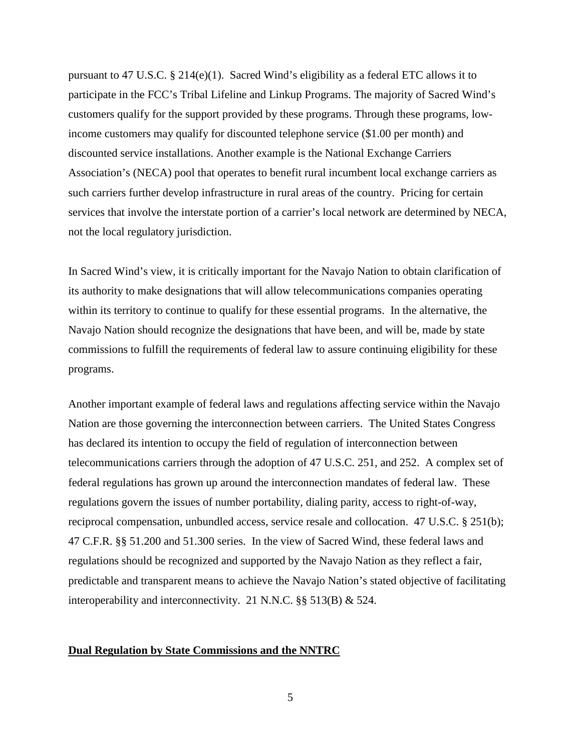pursuant to 47 U.S.C. § 214(e)(1). Sacred Wind's eligibility as a federal ETC allows it to participate in the FCC's Tribal Lifeline and Linkup Programs. The majority of Sacred Wind's customers qualify for the support provided by these programs. Through these programs, low-income customers may qualify for discounted telephone service ($1.00 per month) and discounted service installations. Another example is the National Exchange Carriers Association's (NECA) pool that operates to benefit rural incumbent local exchange carriers as such carriers further develop infrastructure in rural areas of the country. Pricing for certain services that involve the interstate portion of a carrier's local network are determined by NECA, not the local regulatory jurisdiction.

In Sacred Wind's view, it is critically important for the Navajo Nation to obtain clarification of its authority to make designations that will allow telecommunications companies operating within its territory to continue to qualify for these essential programs. In the alternative, the Navajo Nation should recognize the designations that have been, and will be, made by state commissions to fulfill the requirements of federal law to assure continuing eligibility for these programs.

Another important example of federal laws and regulations affecting service within the Navajo Nation are those governing the interconnection between carriers. The United States Congress has declared its intention to occupy the field of regulation of interconnection between telecommunications carriers through the adoption of 47 U.S.C. 251, and 252. A complex set of federal regulations has grown up around the interconnection mandates of federal law. These regulations govern the issues of number portability, dialing parity, access to right-of-way, reciprocal compensation, unbundled access, service resale and collocation. 47 U.S.C. § 251(b); 47 C.F.R. §§ 51.200 and 51.300 series. In the view of Sacred Wind, these federal laws and regulations should be recognized and supported by the Navajo Nation as they reflect a fair, predictable and transparent means to achieve the Navajo Nation's stated objective of facilitating interoperability and interconnectivity. 21 N.N.C. §§ 513(B) & 524.

**Dual Regulation by State Commissions and the NNTRC**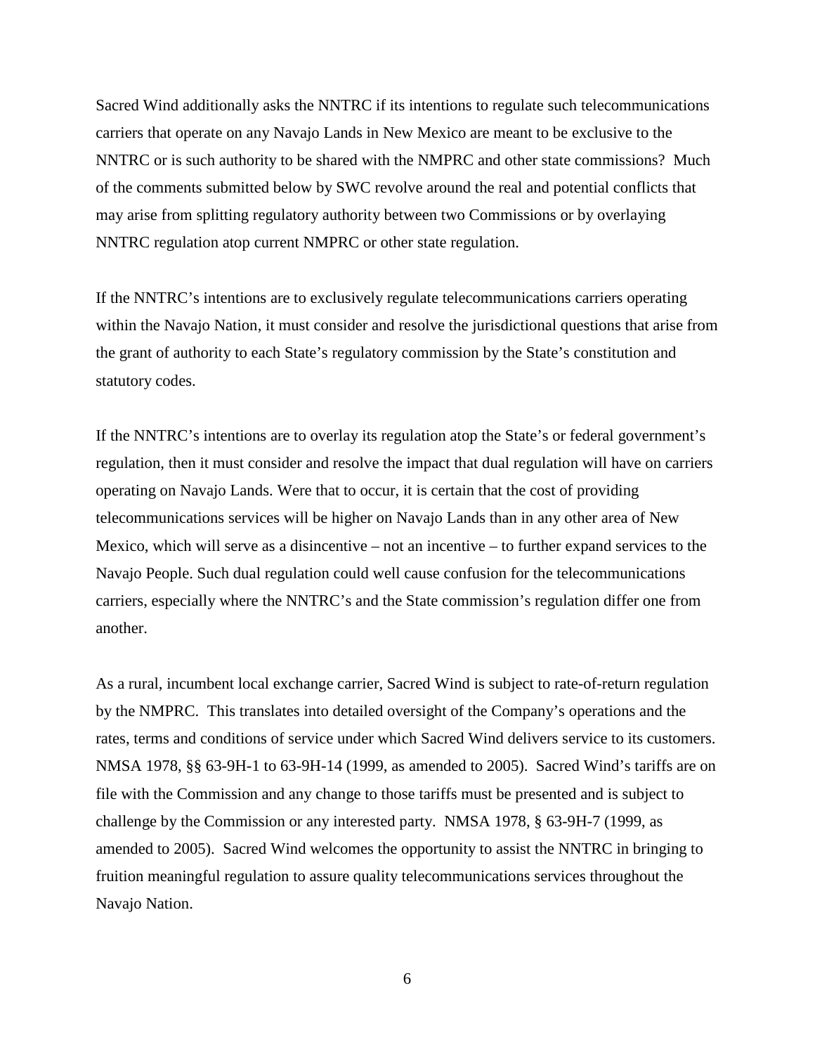Sacred Wind additionally asks the NNTRC if its intentions to regulate such telecommunications carriers that operate on any Navajo Lands in New Mexico are meant to be exclusive to the NNTRC or is such authority to be shared with the NMPRC and other state commissions? Much of the comments submitted below by SWC revolve around the real and potential conflicts that may arise from splitting regulatory authority between two Commissions or by overlaying NNTRC regulation atop current NMPRC or other state regulation.

If the NNTRC's intentions are to exclusively regulate telecommunications carriers operating within the Navajo Nation, it must consider and resolve the jurisdictional questions that arise from the grant of authority to each State's regulatory commission by the State's constitution and statutory codes.

If the NNTRC's intentions are to overlay its regulation atop the State's or federal government's regulation, then it must consider and resolve the impact that dual regulation will have on carriers operating on Navajo Lands. Were that to occur, it is certain that the cost of providing telecommunications services will be higher on Navajo Lands than in any other area of New Mexico, which will serve as a disincentive – not an incentive – to further expand services to the Navajo People. Such dual regulation could well cause confusion for the telecommunications carriers, especially where the NNTRC's and the State commission's regulation differ one from another.

As a rural, incumbent local exchange carrier, Sacred Wind is subject to rate-of-return regulation by the NMPRC. This translates into detailed oversight of the Company's operations and the rates, terms and conditions of service under which Sacred Wind delivers service to its customers. NMSA 1978, §§ 63-9H-1 to 63-9H-14 (1999, as amended to 2005). Sacred Wind's tariffs are on file with the Commission and any change to those tariffs must be presented and is subject to challenge by the Commission or any interested party. NMSA 1978, § 63-9H-7 (1999, as amended to 2005). Sacred Wind welcomes the opportunity to assist the NNTRC in bringing to fruition meaningful regulation to assure quality telecommunications services throughout the Navajo Nation.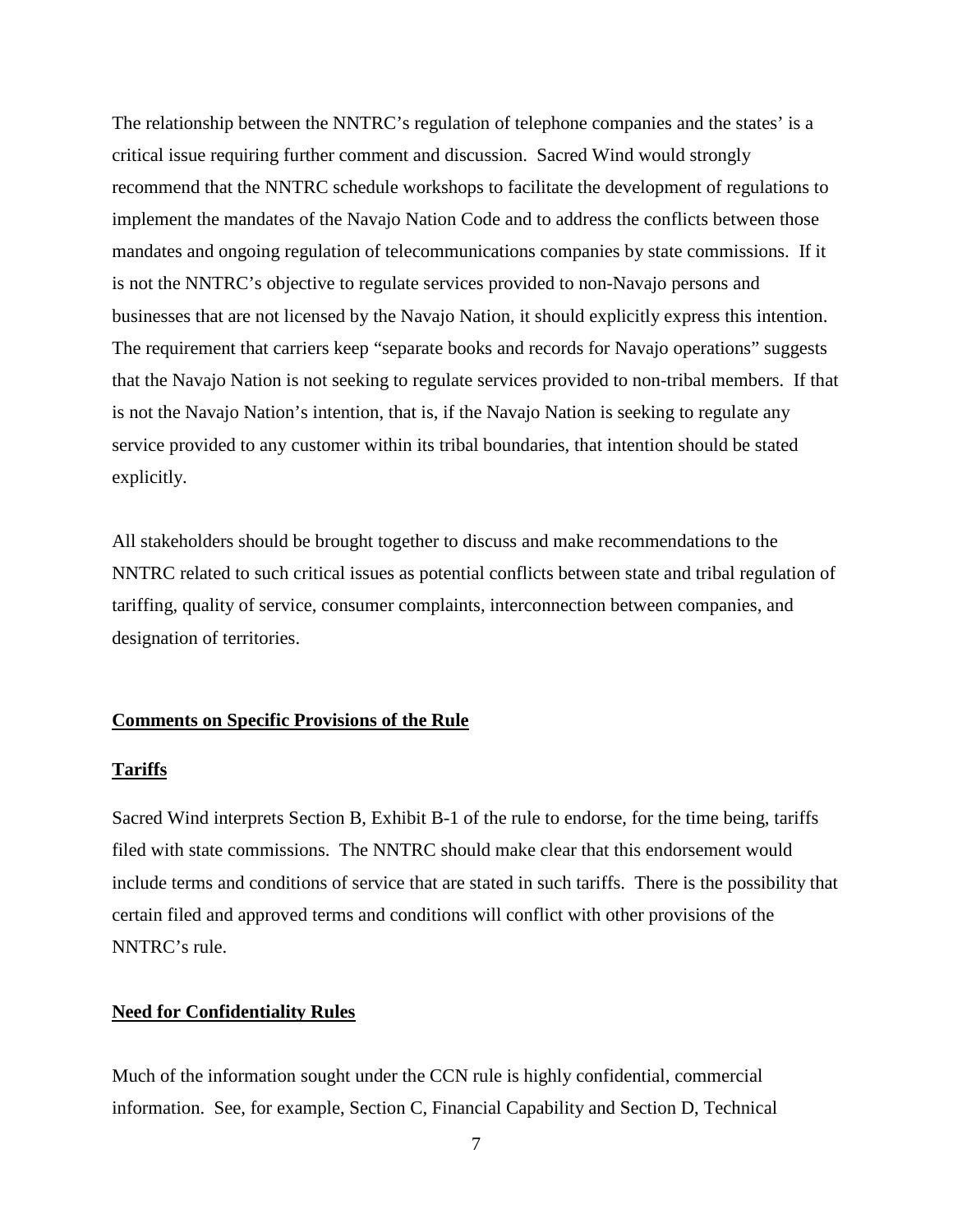The relationship between the NNTRC's regulation of telephone companies and the states' is a critical issue requiring further comment and discussion. Sacred Wind would strongly recommend that the NNTRC schedule workshops to facilitate the development of regulations to implement the mandates of the Navajo Nation Code and to address the conflicts between those mandates and ongoing regulation of telecommunications companies by state commissions. If it is not the NNTRC's objective to regulate services provided to non-Navajo persons and businesses that are not licensed by the Navajo Nation, it should explicitly express this intention. The requirement that carriers keep "separate books and records for Navajo operations" suggests that the Navajo Nation is not seeking to regulate services provided to non-tribal members. If that is not the Navajo Nation's intention, that is, if the Navajo Nation is seeking to regulate any service provided to any customer within its tribal boundaries, that intention should be stated explicitly.

All stakeholders should be brought together to discuss and make recommendations to the NNTRC related to such critical issues as potential conflicts between state and tribal regulation of tariffing, quality of service, consumer complaints, interconnection between companies, and designation of territories.

## Comments on Specific Provisions of the Rule

### Tariffs

Sacred Wind interprets Section B, Exhibit B-1 of the rule to endorse, for the time being, tariffs filed with state commissions. The NNTRC should make clear that this endorsement would include terms and conditions of service that are stated in such tariffs. There is the possibility that certain filed and approved terms and conditions will conflict with other provisions of the NNTRC's rule.

### Need for Confidentiality Rules

Much of the information sought under the CCN rule is highly confidential, commercial information. See, for example, Section C, Financial Capability and Section D, Technical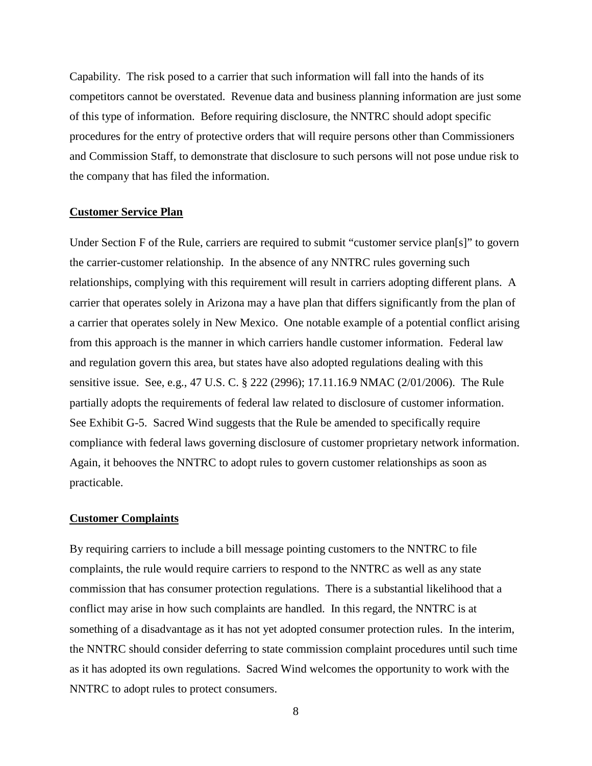Capability. The risk posed to a carrier that such information will fall into the hands of its competitors cannot be overstated. Revenue data and business planning information are just some of this type of information. Before requiring disclosure, the NNTRC should adopt specific procedures for the entry of protective orders that will require persons other than Commissioners and Commission Staff, to demonstrate that disclosure to such persons will not pose undue risk to the company that has filed the information.

**Customer Service Plan**

Under Section F of the Rule, carriers are required to submit "customer service plan[s]" to govern the carrier-customer relationship. In the absence of any NNTRC rules governing such relationships, complying with this requirement will result in carriers adopting different plans. A carrier that operates solely in Arizona may a have plan that differs significantly from the plan of a carrier that operates solely in New Mexico. One notable example of a potential conflict arising from this approach is the manner in which carriers handle customer information. Federal law and regulation govern this area, but states have also adopted regulations dealing with this sensitive issue. See, e.g., 47 U.S. C. § 222 (2996); 17.11.16.9 NMAC (2/01/2006). The Rule partially adopts the requirements of federal law related to disclosure of customer information. See Exhibit G-5. Sacred Wind suggests that the Rule be amended to specifically require compliance with federal laws governing disclosure of customer proprietary network information. Again, it behooves the NNTRC to adopt rules to govern customer relationships as soon as practicable.

**Customer Complaints**

By requiring carriers to include a bill message pointing customers to the NNTRC to file complaints, the rule would require carriers to respond to the NNTRC as well as any state commission that has consumer protection regulations. There is a substantial likelihood that a conflict may arise in how such complaints are handled. In this regard, the NNTRC is at something of a disadvantage as it has not yet adopted consumer protection rules. In the interim, the NNTRC should consider deferring to state commission complaint procedures until such time as it has adopted its own regulations. Sacred Wind welcomes the opportunity to work with the NNTRC to adopt rules to protect consumers.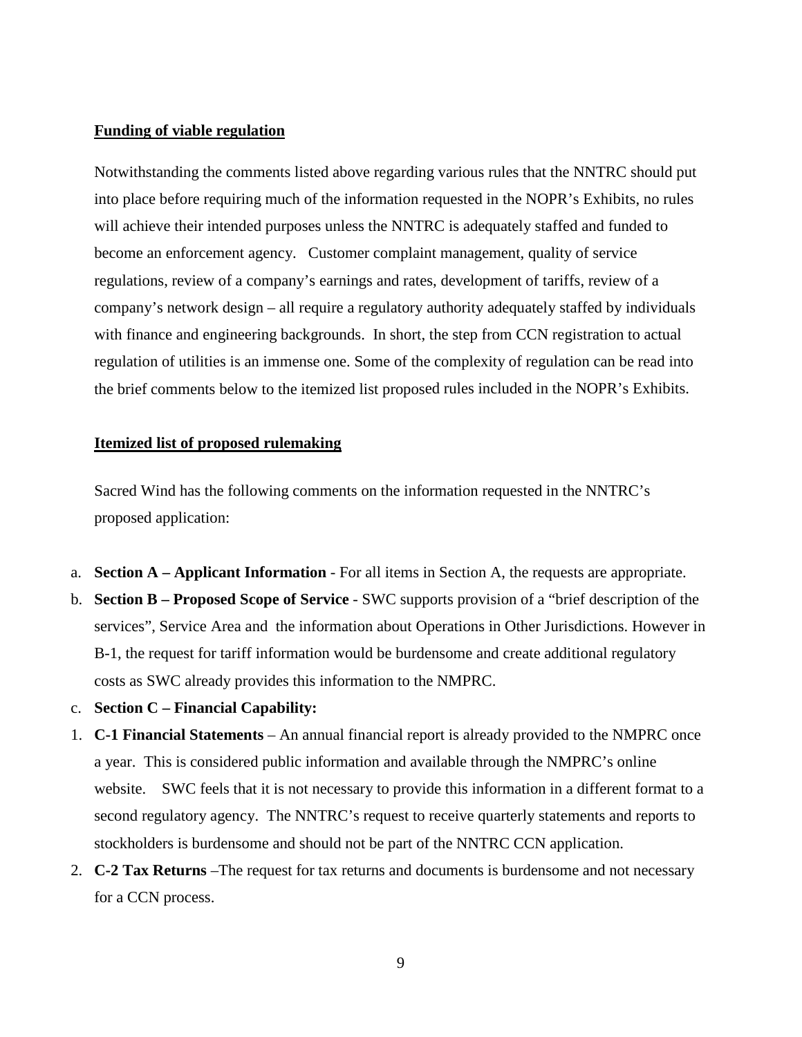**Funding of viable regulation**

Notwithstanding the comments listed above regarding various rules that the NNTRC should put into place before requiring much of the information requested in the NOPR's Exhibits, no rules will achieve their intended purposes unless the NNTRC is adequately staffed and funded to become an enforcement agency. Customer complaint management, quality of service regulations, review of a company's earnings and rates, development of tariffs, review of a company's network design – all require a regulatory authority adequately staffed by individuals with finance and engineering backgrounds. In short, the step from CCN registration to actual regulation of utilities is an immense one. Some of the complexity of regulation can be read into the brief comments below to the itemized list proposed rules included in the NOPR's Exhibits.

**Itemized list of proposed rulemaking**

Sacred Wind has the following comments on the information requested in the NNTRC's proposed application:

a. **Section A – Applicant Information** - For all items in Section A, the requests are appropriate.
b. **Section B – Proposed Scope of Service** - SWC supports provision of a "brief description of the services", Service Area and the information about Operations in Other Jurisdictions. However in B-1, the request for tariff information would be burdensome and create additional regulatory costs as SWC already provides this information to the NMPRC.
c. **Section C – Financial Capability:**

1. **C-1 Financial Statements** – An annual financial report is already provided to the NMPRC once a year. This is considered public information and available through the NMPRC's online website. SWC feels that it is not necessary to provide this information in a different format to a second regulatory agency. The NNTRC's request to receive quarterly statements and reports to stockholders is burdensome and should not be part of the NNTRC CCN application.
2. **C-2 Tax Returns** –The request for tax returns and documents is burdensome and not necessary for a CCN process.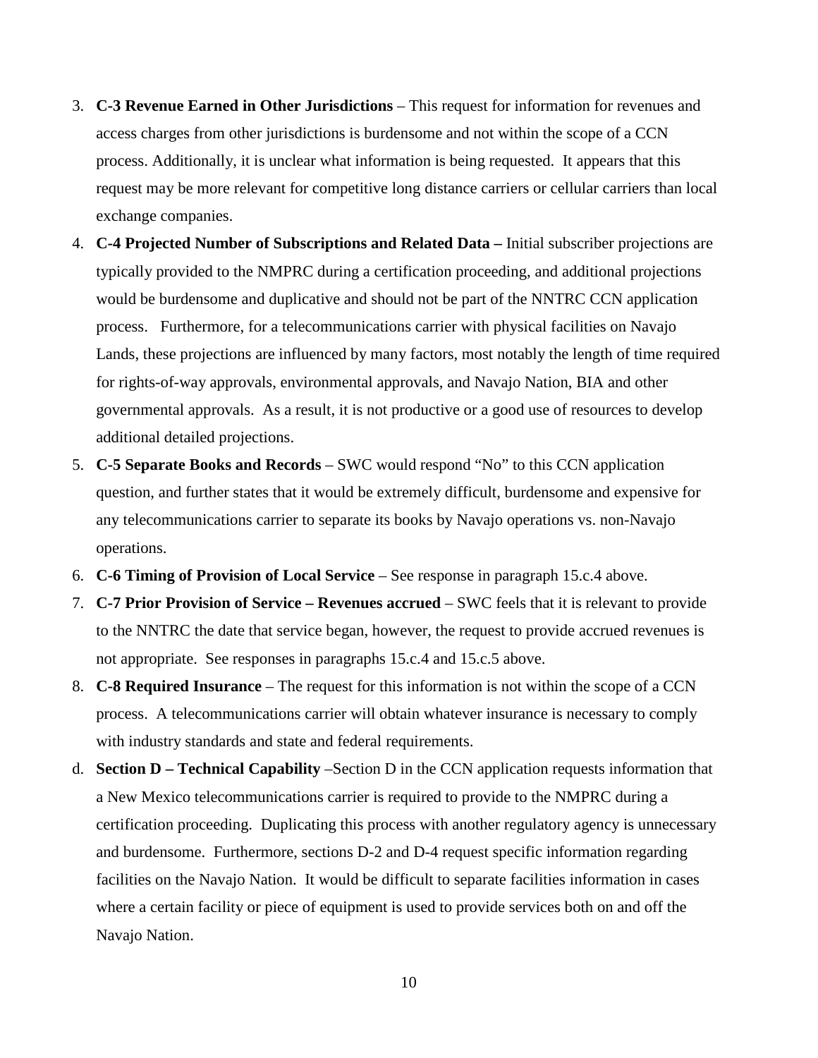3. **C-3 Revenue Earned in Other Jurisdictions** – This request for information for revenues and access charges from other jurisdictions is burdensome and not within the scope of a CCN process. Additionally, it is unclear what information is being requested. It appears that this request may be more relevant for competitive long distance carriers or cellular carriers than local exchange companies.
4. **C-4 Projected Number of Subscriptions and Related Data –** Initial subscriber projections are typically provided to the NMPRC during a certification proceeding, and additional projections would be burdensome and duplicative and should not be part of the NNTRC CCN application process. Furthermore, for a telecommunications carrier with physical facilities on Navajo Lands, these projections are influenced by many factors, most notably the length of time required for rights-of-way approvals, environmental approvals, and Navajo Nation, BIA and other governmental approvals. As a result, it is not productive or a good use of resources to develop additional detailed projections.
5. **C-5 Separate Books and Records** – SWC would respond "No" to this CCN application question, and further states that it would be extremely difficult, burdensome and expensive for any telecommunications carrier to separate its books by Navajo operations vs. non-Navajo operations.
6. **C-6 Timing of Provision of Local Service** – See response in paragraph 15.c.4 above.
7. **C-7 Prior Provision of Service – Revenues accrued** – SWC feels that it is relevant to provide to the NNTRC the date that service began, however, the request to provide accrued revenues is not appropriate. See responses in paragraphs 15.c.4 and 15.c.5 above.
8. **C-8 Required Insurance** – The request for this information is not within the scope of a CCN process. A telecommunications carrier will obtain whatever insurance is necessary to comply with industry standards and state and federal requirements.

d. **Section D – Technical Capability** –Section D in the CCN application requests information that a New Mexico telecommunications carrier is required to provide to the NMPRC during a certification proceeding. Duplicating this process with another regulatory agency is unnecessary and burdensome. Furthermore, sections D-2 and D-4 request specific information regarding facilities on the Navajo Nation. It would be difficult to separate facilities information in cases where a certain facility or piece of equipment is used to provide services both on and off the Navajo Nation.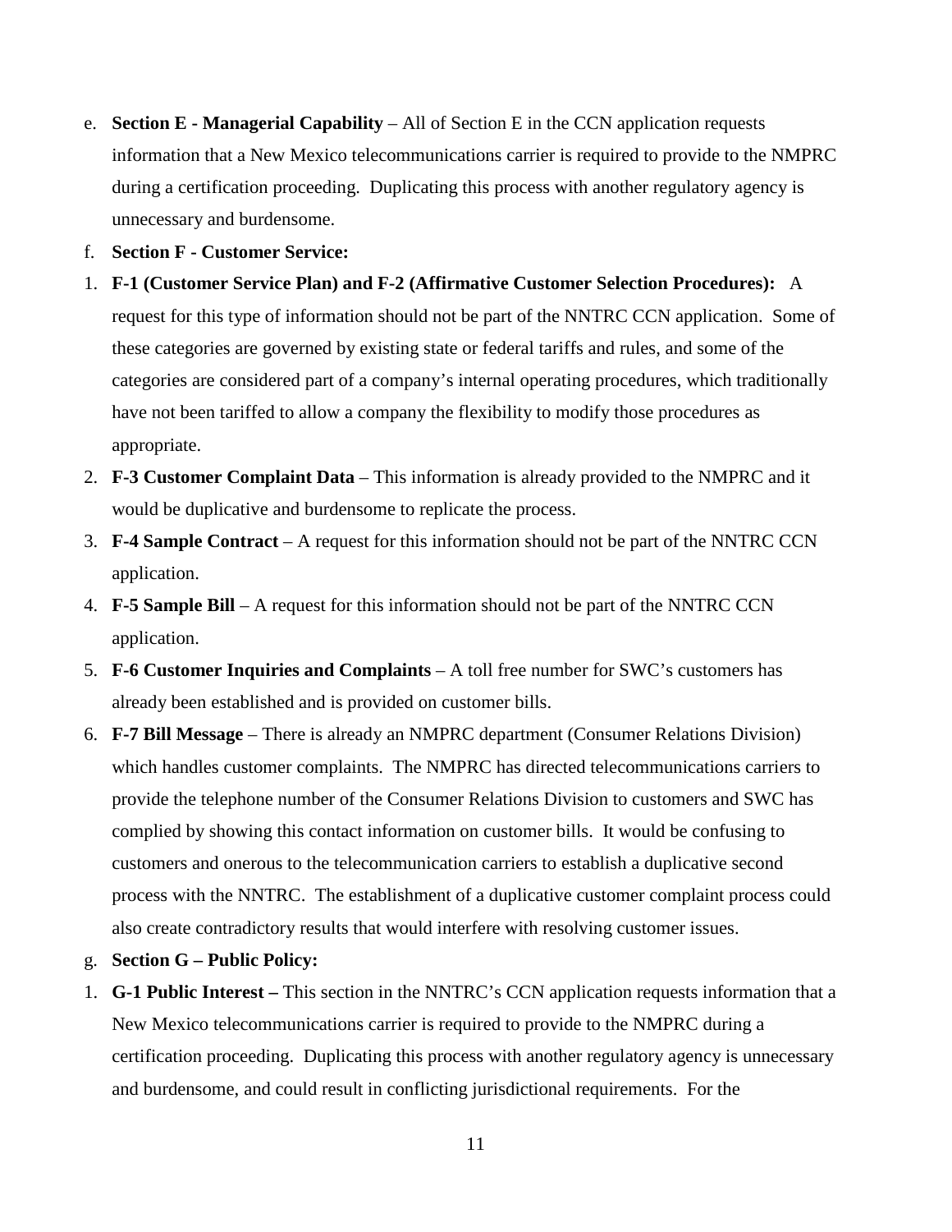e. **Section E - Managerial Capability** – All of Section E in the CCN application requests information that a New Mexico telecommunications carrier is required to provide to the NMPRC during a certification proceeding. Duplicating this process with another regulatory agency is unnecessary and burdensome.

f. **Section F - Customer Service:**

1. **F-1 (Customer Service Plan) and F-2 (Affirmative Customer Selection Procedures):** A request for this type of information should not be part of the NNTRC CCN application. Some of these categories are governed by existing state or federal tariffs and rules, and some of the categories are considered part of a company's internal operating procedures, which traditionally have not been tariffed to allow a company the flexibility to modify those procedures as appropriate.
2. **F-3 Customer Complaint Data** – This information is already provided to the NMPRC and it would be duplicative and burdensome to replicate the process.
3. **F-4 Sample Contract** – A request for this information should not be part of the NNTRC CCN application.
4. **F-5 Sample Bill** – A request for this information should not be part of the NNTRC CCN application.
5. **F-6 Customer Inquiries and Complaints** – A toll free number for SWC's customers has already been established and is provided on customer bills.
6. **F-7 Bill Message** – There is already an NMPRC department (Consumer Relations Division) which handles customer complaints. The NMPRC has directed telecommunications carriers to provide the telephone number of the Consumer Relations Division to customers and SWC has complied by showing this contact information on customer bills. It would be confusing to customers and onerous to the telecommunication carriers to establish a duplicative second process with the NNTRC. The establishment of a duplicative customer complaint process could also create contradictory results that would interfere with resolving customer issues.

g. **Section G – Public Policy:**

1. **G-1 Public Interest –** This section in the NNTRC's CCN application requests information that a New Mexico telecommunications carrier is required to provide to the NMPRC during a certification proceeding. Duplicating this process with another regulatory agency is unnecessary and burdensome, and could result in conflicting jurisdictional requirements. For the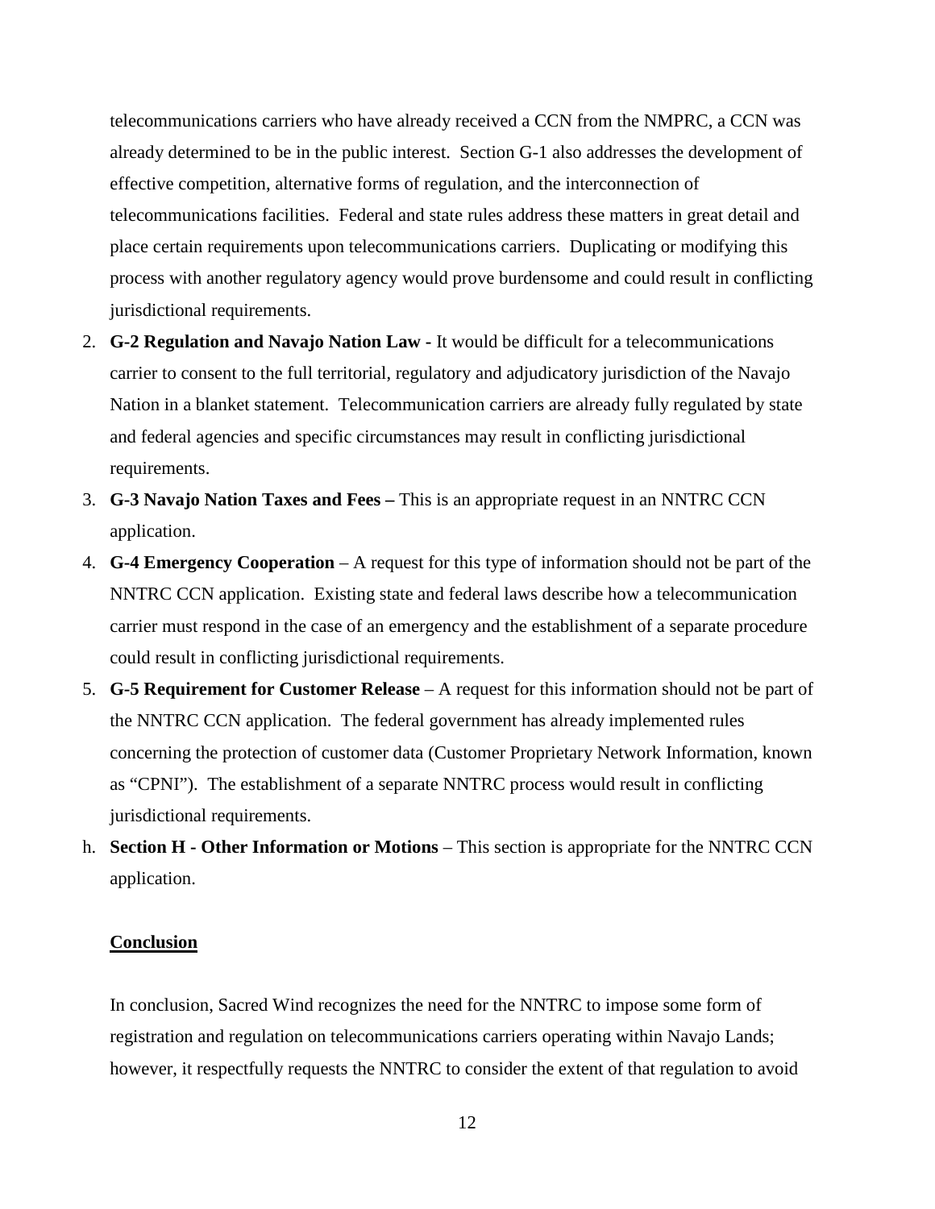telecommunications carriers who have already received a CCN from the NMPRC, a CCN was already determined to be in the public interest. Section G-1 also addresses the development of effective competition, alternative forms of regulation, and the interconnection of telecommunications facilities. Federal and state rules address these matters in great detail and place certain requirements upon telecommunications carriers. Duplicating or modifying this process with another regulatory agency would prove burdensome and could result in conflicting jurisdictional requirements.

2. **G-2 Regulation and Navajo Nation Law -** It would be difficult for a telecommunications carrier to consent to the full territorial, regulatory and adjudicatory jurisdiction of the Navajo Nation in a blanket statement. Telecommunication carriers are already fully regulated by state and federal agencies and specific circumstances may result in conflicting jurisdictional requirements.
3. **G-3 Navajo Nation Taxes and Fees –** This is an appropriate request in an NNTRC CCN application.
4. **G-4 Emergency Cooperation** – A request for this type of information should not be part of the NNTRC CCN application. Existing state and federal laws describe how a telecommunication carrier must respond in the case of an emergency and the establishment of a separate procedure could result in conflicting jurisdictional requirements.
5. **G-5 Requirement for Customer Release** – A request for this information should not be part of the NNTRC CCN application. The federal government has already implemented rules concerning the protection of customer data (Customer Proprietary Network Information, known as "CPNI"). The establishment of a separate NNTRC process would result in conflicting jurisdictional requirements.

h. **Section H - Other Information or Motions** – This section is appropriate for the NNTRC CCN application.

**Conclusion**

In conclusion, Sacred Wind recognizes the need for the NNTRC to impose some form of registration and regulation on telecommunications carriers operating within Navajo Lands; however, it respectfully requests the NNTRC to consider the extent of that regulation to avoid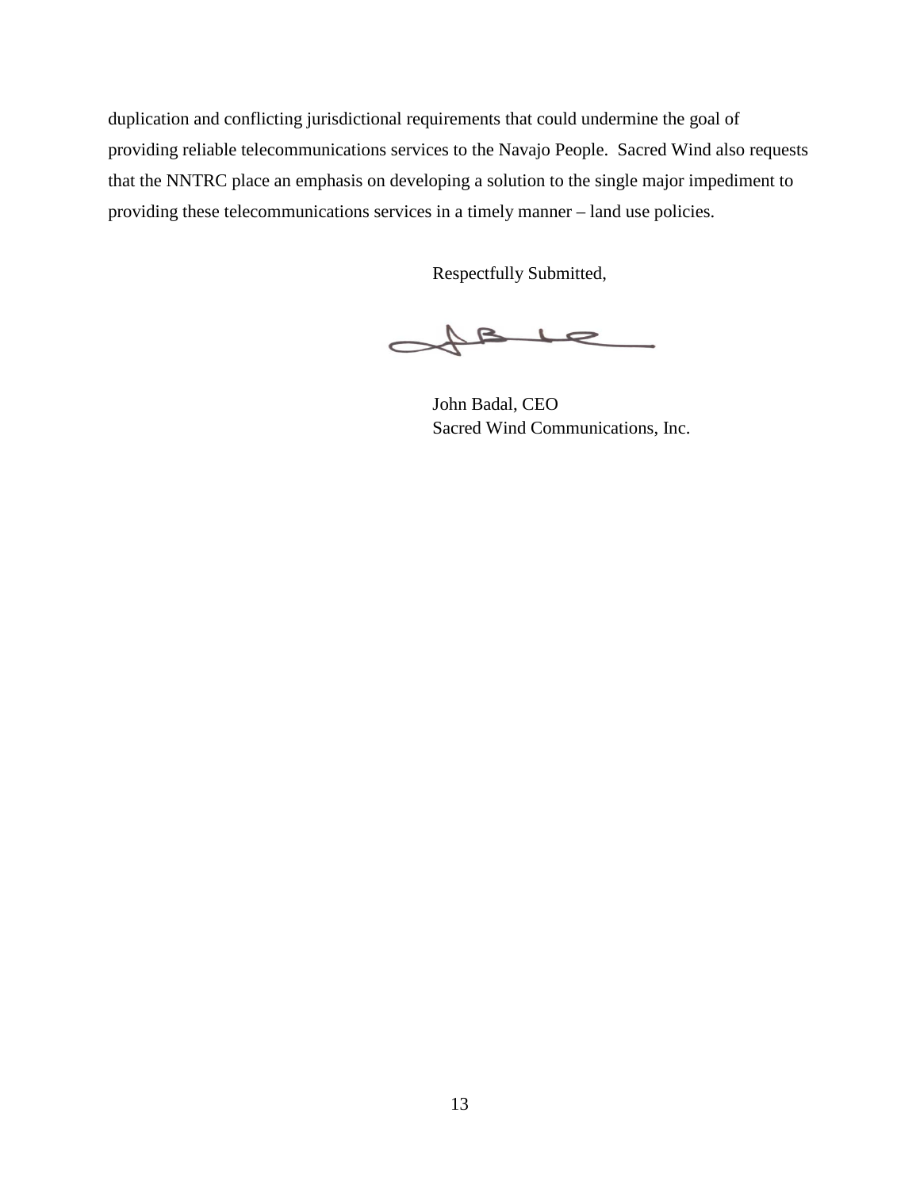duplication and conflicting jurisdictional requirements that could undermine the goal of providing reliable telecommunications services to the Navajo People. Sacred Wind also requests that the NNTRC place an emphasis on developing a solution to the single major impediment to providing these telecommunications services in a timely manner – land use policies.

Respectfully Submitted,

John Badal, CEO
Sacred Wind Communications, Inc.